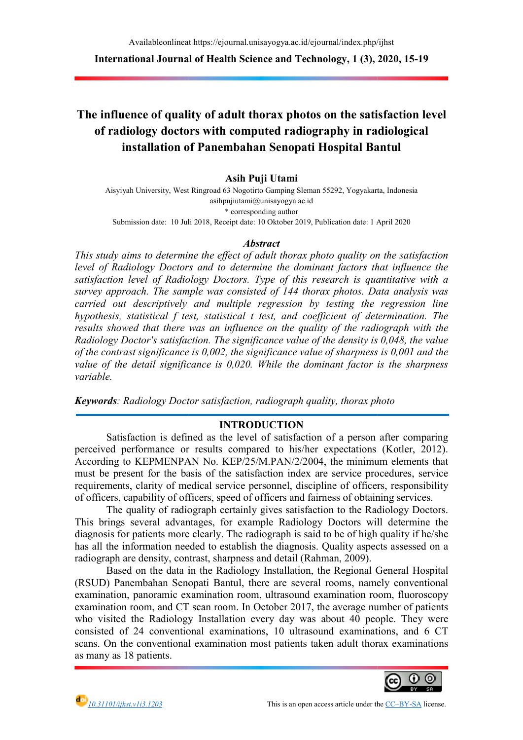# The influence of quality of adult thorax photos on the satisfaction level of radiology doctors with computed radiography in radiological installation of Panembahan Senopati Hospital Bantul

**Asih Puji Utami**

Aisyiyah University, West Ringroad 63 Nogotirto Gamping Sleman 55292, Yogyakarta, Indonesia
asihpujiutami@unisayogya.ac.id
\* corresponding author

Submission date: 10 Juli 2018, Receipt date: 10 Oktober 2019, Publication date: 1 April 2020

## *Abstract*

*This study aims to determine the effect of adult thorax photo quality on the satisfaction level of Radiology Doctors and to determine the dominant factors that influence the satisfaction level of Radiology Doctors. Type of this research is quantitative with a survey approach. The sample was consisted of 144 thorax photos. Data analysis was carried out descriptively and multiple regression by testing the regression line hypothesis, statistical f test, statistical t test, and coefficient of determination. The results showed that there was an influence on the quality of the radiograph with the Radiology Doctor's satisfaction. The significance value of the density is 0,048, the value of the contrast significance is 0,002, the significance value of sharpness is 0,001 and the value of the detail significance is 0,020. While the dominant factor is the sharpness variable.*

***Keywords**: Radiology Doctor satisfaction, radiograph quality, thorax photo*

## INTRODUCTION

Satisfaction is defined as the level of satisfaction of a person after comparing perceived performance or results compared to his/her expectations (Kotler, 2012). According to KEPMENPAN No. KEP/25/M.PAN/2/2004, the minimum elements that must be present for the basis of the satisfaction index are service procedures, service requirements, clarity of medical service personnel, discipline of officers, responsibility of officers, capability of officers, speed of officers and fairness of obtaining services.

The quality of radiograph certainly gives satisfaction to the Radiology Doctors. This brings several advantages, for example Radiology Doctors will determine the diagnosis for patients more clearly. The radiograph is said to be of high quality if he/she has all the information needed to establish the diagnosis. Quality aspects assessed on a radiograph are density, contrast, sharpness and detail (Rahman, 2009).

Based on the data in the Radiology Installation, the Regional General Hospital (RSUD) Panembahan Senopati Bantul, there are several rooms, namely conventional examination, panoramic examination room, ultrasound examination room, fluoroscopy examination room, and CT scan room. In October 2017, the average number of patients who visited the Radiology Installation every day was about 40 people. They were consisted of 24 conventional examinations, 10 ultrasound examinations, and 6 CT scans. On the conventional examination most patients taken adult thorax examinations as many as 18 patients.

10.31101/ijhst.v1i3.1203

This is an open access article under the CC–BY-SA license.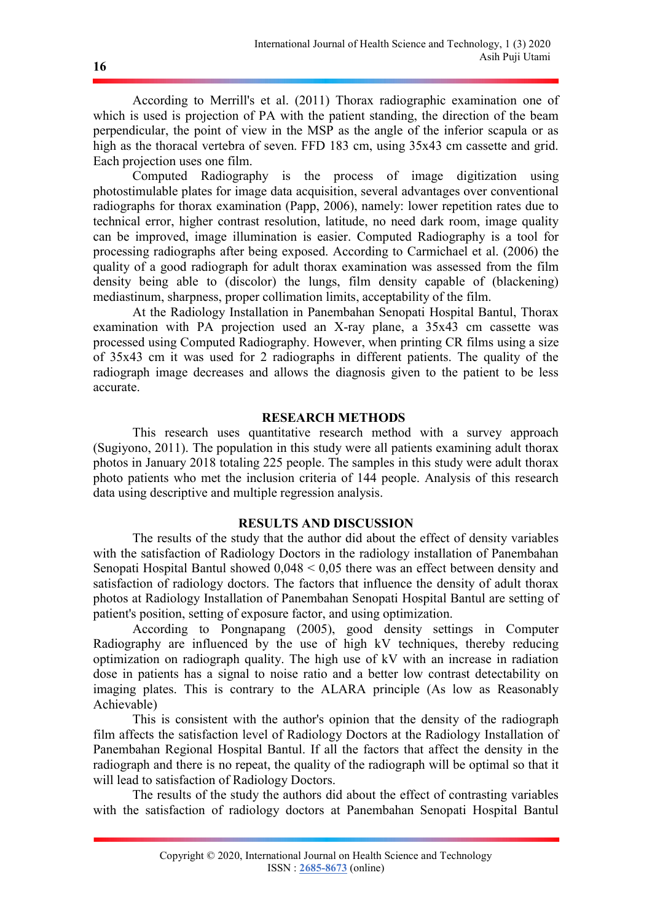According to Merrill's et al. (2011) Thorax radiographic examination one of which is used is projection of PA with the patient standing, the direction of the beam perpendicular, the point of view in the MSP as the angle of the inferior scapula or as high as the thoracal vertebra of seven. FFD 183 cm, using 35x43 cm cassette and grid. Each projection uses one film.

Computed Radiography is the process of image digitization using photostimulable plates for image data acquisition, several advantages over conventional radiographs for thorax examination (Papp, 2006), namely: lower repetition rates due to technical error, higher contrast resolution, latitude, no need dark room, image quality can be improved, image illumination is easier. Computed Radiography is a tool for processing radiographs after being exposed. According to Carmichael et al. (2006) the quality of a good radiograph for adult thorax examination was assessed from the film density being able to (discolor) the lungs, film density capable of (blackening) mediastinum, sharpness, proper collimation limits, acceptability of the film.

At the Radiology Installation in Panembahan Senopati Hospital Bantul, Thorax examination with PA projection used an X-ray plane, a 35x43 cm cassette was processed using Computed Radiography. However, when printing CR films using a size of 35x43 cm it was used for 2 radiographs in different patients. The quality of the radiograph image decreases and allows the diagnosis given to the patient to be less accurate.

## RESEARCH METHODS

This research uses quantitative research method with a survey approach (Sugiyono, 2011). The population in this study were all patients examining adult thorax photos in January 2018 totaling 225 people. The samples in this study were adult thorax photo patients who met the inclusion criteria of 144 people. Analysis of this research data using descriptive and multiple regression analysis.

## RESULTS AND DISCUSSION

The results of the study that the author did about the effect of density variables with the satisfaction of Radiology Doctors in the radiology installation of Panembahan Senopati Hospital Bantul showed $0{,}048 < 0{,}05$ there was an effect between density and satisfaction of radiology doctors. The factors that influence the density of adult thorax photos at Radiology Installation of Panembahan Senopati Hospital Bantul are setting of patient's position, setting of exposure factor, and using optimization.

According to Pongnapang (2005), good density settings in Computer Radiography are influenced by the use of high kV techniques, thereby reducing optimization on radiograph quality. The high use of kV with an increase in radiation dose in patients has a signal to noise ratio and a better low contrast detectability on imaging plates. This is contrary to the ALARA principle (As low as Reasonably Achievable)

This is consistent with the author's opinion that the density of the radiograph film affects the satisfaction level of Radiology Doctors at the Radiology Installation of Panembahan Regional Hospital Bantul. If all the factors that affect the density in the radiograph and there is no repeat, the quality of the radiograph will be optimal so that it will lead to satisfaction of Radiology Doctors.

The results of the study the authors did about the effect of contrasting variables with the satisfaction of radiology doctors at Panembahan Senopati Hospital Bantul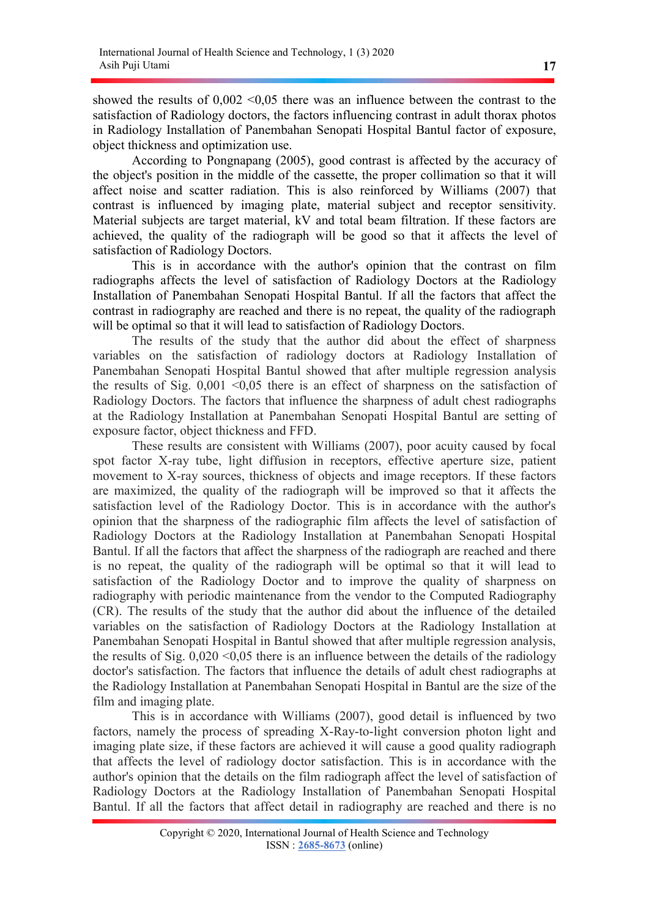showed the results of 0,002 <0,05 there was an influence between the contrast to the satisfaction of Radiology doctors, the factors influencing contrast in adult thorax photos in Radiology Installation of Panembahan Senopati Hospital Bantul factor of exposure, object thickness and optimization use.

According to Pongnapang (2005), good contrast is affected by the accuracy of the object's position in the middle of the cassette, the proper collimation so that it will affect noise and scatter radiation. This is also reinforced by Williams (2007) that contrast is influenced by imaging plate, material subject and receptor sensitivity. Material subjects are target material, kV and total beam filtration. If these factors are achieved, the quality of the radiograph will be good so that it affects the level of satisfaction of Radiology Doctors.

This is in accordance with the author's opinion that the contrast on film radiographs affects the level of satisfaction of Radiology Doctors at the Radiology Installation of Panembahan Senopati Hospital Bantul. If all the factors that affect the contrast in radiography are reached and there is no repeat, the quality of the radiograph will be optimal so that it will lead to satisfaction of Radiology Doctors.

The results of the study that the author did about the effect of sharpness variables on the satisfaction of radiology doctors at Radiology Installation of Panembahan Senopati Hospital Bantul showed that after multiple regression analysis the results of Sig. 0,001 <0,05 there is an effect of sharpness on the satisfaction of Radiology Doctors. The factors that influence the sharpness of adult chest radiographs at the Radiology Installation at Panembahan Senopati Hospital Bantul are setting of exposure factor, object thickness and FFD.

These results are consistent with Williams (2007), poor acuity caused by focal spot factor X-ray tube, light diffusion in receptors, effective aperture size, patient movement to X-ray sources, thickness of objects and image receptors. If these factors are maximized, the quality of the radiograph will be improved so that it affects the satisfaction level of the Radiology Doctor. This is in accordance with the author's opinion that the sharpness of the radiographic film affects the level of satisfaction of Radiology Doctors at the Radiology Installation at Panembahan Senopati Hospital Bantul. If all the factors that affect the sharpness of the radiograph are reached and there is no repeat, the quality of the radiograph will be optimal so that it will lead to satisfaction of the Radiology Doctor and to improve the quality of sharpness on radiography with periodic maintenance from the vendor to the Computed Radiography (CR). The results of the study that the author did about the influence of the detailed variables on the satisfaction of Radiology Doctors at the Radiology Installation at Panembahan Senopati Hospital in Bantul showed that after multiple regression analysis, the results of Sig. 0,020 <0,05 there is an influence between the details of the radiology doctor's satisfaction. The factors that influence the details of adult chest radiographs at the Radiology Installation at Panembahan Senopati Hospital in Bantul are the size of the film and imaging plate.

This is in accordance with Williams (2007), good detail is influenced by two factors, namely the process of spreading X-Ray-to-light conversion photon light and imaging plate size, if these factors are achieved it will cause a good quality radiograph that affects the level of radiology doctor satisfaction. This is in accordance with the author's opinion that the details on the film radiograph affect the level of satisfaction of Radiology Doctors at the Radiology Installation of Panembahan Senopati Hospital Bantul. If all the factors that affect detail in radiography are reached and there is no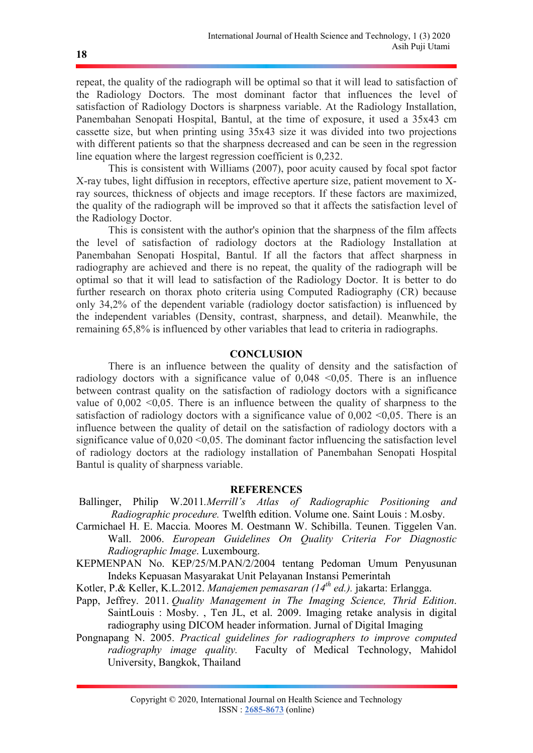repeat, the quality of the radiograph will be optimal so that it will lead to satisfaction of the Radiology Doctors. The most dominant factor that influences the level of satisfaction of Radiology Doctors is sharpness variable. At the Radiology Installation, Panembahan Senopati Hospital, Bantul, at the time of exposure, it used a 35x43 cm cassette size, but when printing using 35x43 size it was divided into two projections with different patients so that the sharpness decreased and can be seen in the regression line equation where the largest regression coefficient is 0,232.

This is consistent with Williams (2007), poor acuity caused by focal spot factor X-ray tubes, light diffusion in receptors, effective aperture size, patient movement to X-ray sources, thickness of objects and image receptors. If these factors are maximized, the quality of the radiograph will be improved so that it affects the satisfaction level of the Radiology Doctor.

This is consistent with the author's opinion that the sharpness of the film affects the level of satisfaction of radiology doctors at the Radiology Installation at Panembahan Senopati Hospital, Bantul. If all the factors that affect sharpness in radiography are achieved and there is no repeat, the quality of the radiograph will be optimal so that it will lead to satisfaction of the Radiology Doctor. It is better to do further research on thorax photo criteria using Computed Radiography (CR) because only 34,2% of the dependent variable (radiology doctor satisfaction) is influenced by the independent variables (Density, contrast, sharpness, and detail). Meanwhile, the remaining 65,8% is influenced by other variables that lead to criteria in radiographs.

## CONCLUSION

There is an influence between the quality of density and the satisfaction of radiology doctors with a significance value of 0,048 <0,05. There is an influence between contrast quality on the satisfaction of radiology doctors with a significance value of 0,002 <0,05. There is an influence between the quality of sharpness to the satisfaction of radiology doctors with a significance value of 0,002 <0,05. There is an influence between the quality of detail on the satisfaction of radiology doctors with a significance value of 0,020 <0,05. The dominant factor influencing the satisfaction level of radiology doctors at the radiology installation of Panembahan Senopati Hospital Bantul is quality of sharpness variable.

## REFERENCES

Ballinger, Philip W.2011.*Merrill's Atlas of Radiographic Positioning and Radiographic procedure.* Twelfth edition. Volume one. Saint Louis : M.osby.

Carmichael H. E. Maccia. Moores M. Oestmann W. Schibilla. Teunen. Tiggelen Van. Wall. 2006. *European Guidelines On Quality Criteria For Diagnostic Radiographic Image*. Luxembourg.

KEPMENPAN No. KEP/25/M.PAN/2/2004 tentang Pedoman Umum Penyusunan Indeks Kepuasan Masyarakat Unit Pelayanan Instansi Pemerintah

Kotler, P.& Keller, K.L.2012. *Manajemen pemasaran (14th ed.).* jakarta: Erlangga.

Papp, Jeffrey. 2011. *Quality Management in The Imaging Science, Thrid Edition*. SaintLouis : Mosby. , Ten JL, et al. 2009. Imaging retake analysis in digital radiography using DICOM header information. Jurnal of Digital Imaging

Pongnapang N. 2005. *Practical guidelines for radiographers to improve computed radiography image quality.* Faculty of Medical Technology, Mahidol University, Bangkok, Thailand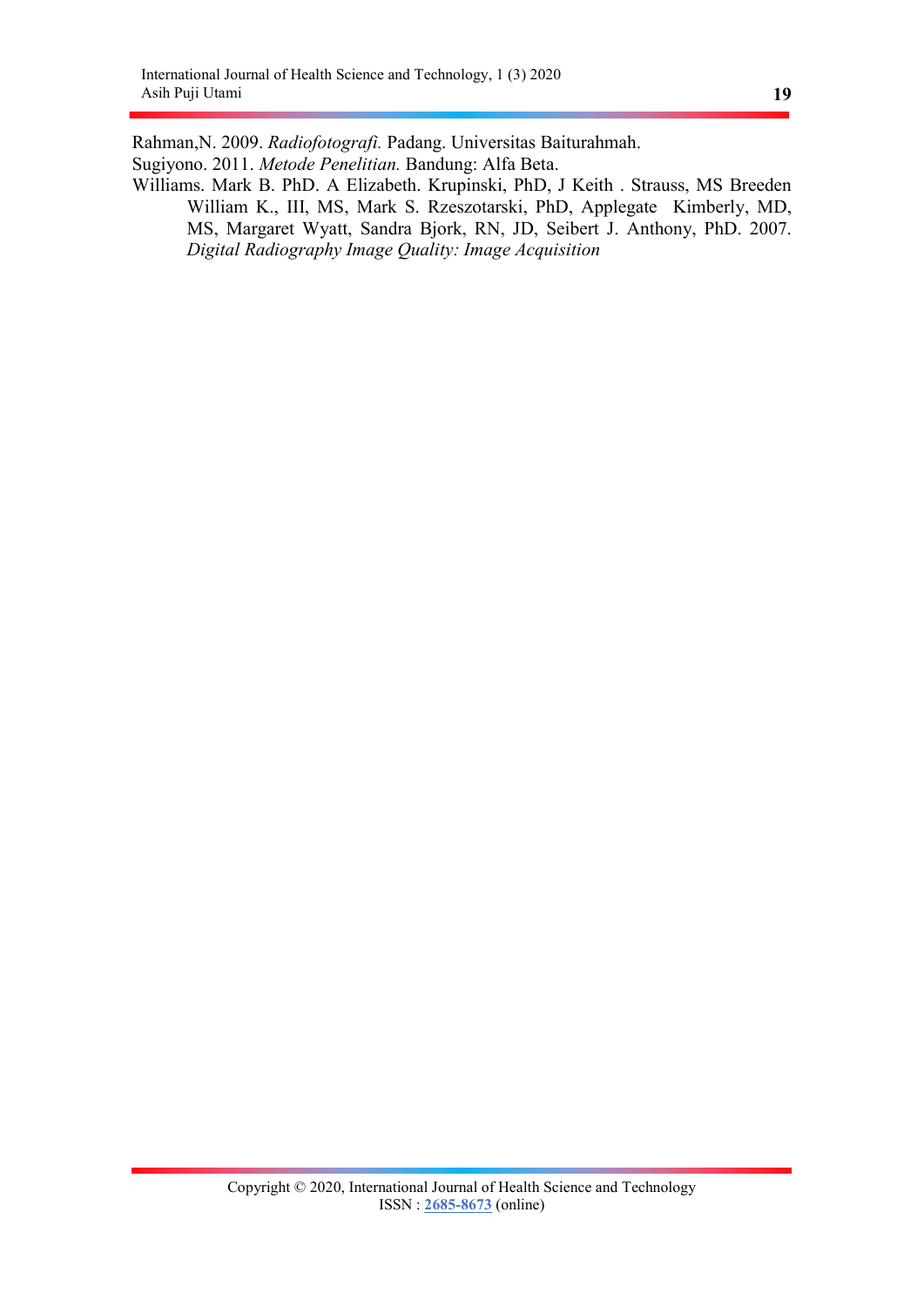Rahman,N. 2009. *Radiofotografi.* Padang. Universitas Baiturahmah.

Sugiyono. 2011. *Metode Penelitian.* Bandung: Alfa Beta.

Williams. Mark B. PhD. A Elizabeth. Krupinski, PhD, J Keith . Strauss, MS Breeden William K., III, MS, Mark S. Rzeszotarski, PhD, Applegate Kimberly, MD, MS, Margaret Wyatt, Sandra Bjork, RN, JD, Seibert J. Anthony, PhD. 2007. *Digital Radiography Image Quality: Image Acquisition*